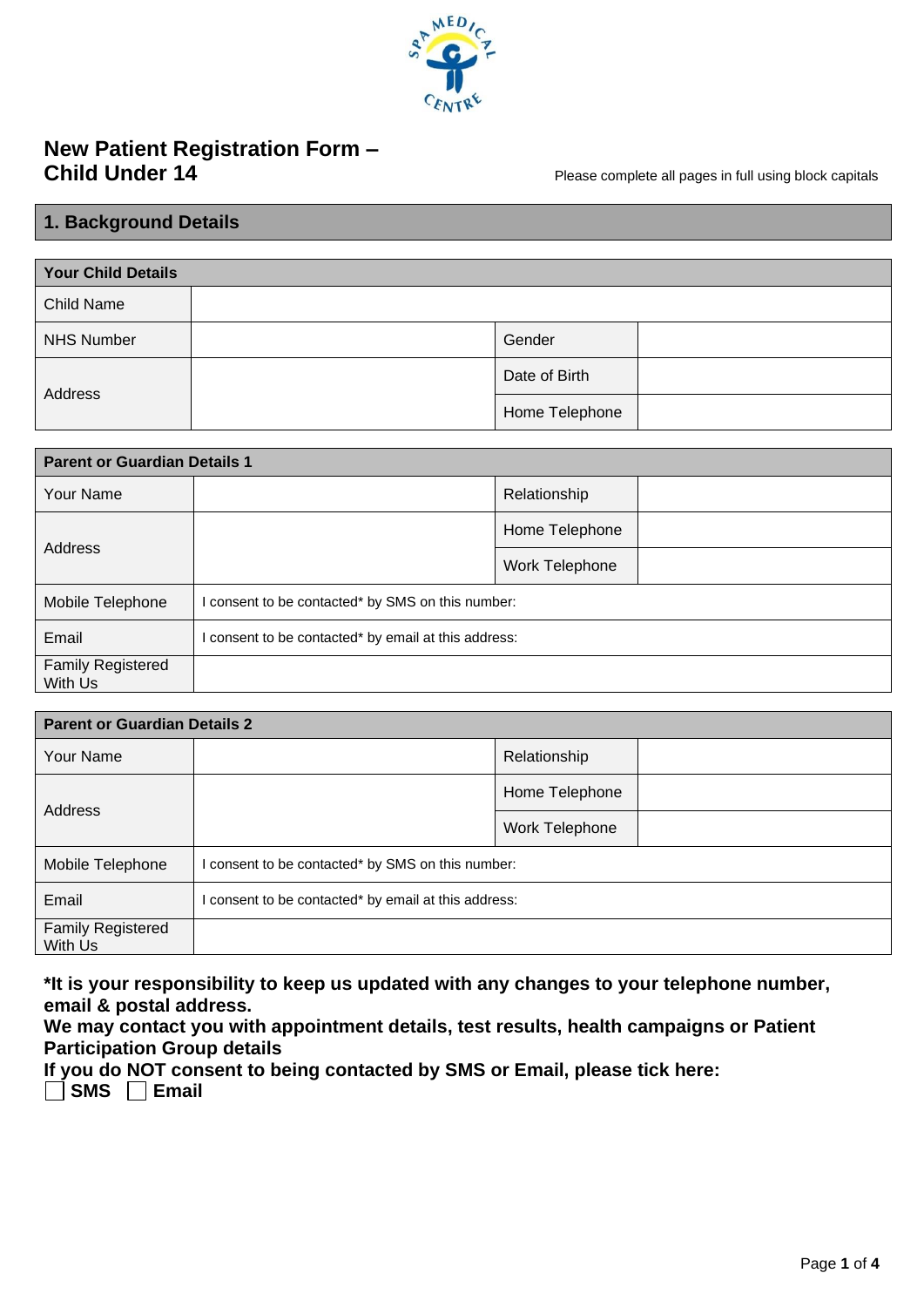# New Patient Registration Form – Child Under 14

Please complete all pages in full using block capitals

## 1. Background Details

| Your Child Details | | | |
|---|---|---|---|
| Child Name | | | |
| NHS Number | | Gender | |
| Address | | Date of Birth | |
| | | Home Telephone | |

| Parent or Guardian Details 1 | | | |
|---|---|---|---|
| Your Name | | Relationship | |
| Address | | Home Telephone | |
| | | Work Telephone | |
| Mobile Telephone | I consent to be contacted* by SMS on this number: | | |
| Email | I consent to be contacted* by email at this address: | | |
| Family Registered With Us | | | |

| Parent or Guardian Details 2 | | | |
|---|---|---|---|
| Your Name | | Relationship | |
| Address | | Home Telephone | |
| | | Work Telephone | |
| Mobile Telephone | I consent to be contacted* by SMS on this number: | | |
| Email | I consent to be contacted* by email at this address: | | |
| Family Registered With Us | | | |

**\*It is your responsibility to keep us updated with any changes to your telephone number, email & postal address.**
**We may contact you with appointment details, test results, health campaigns or Patient Participation Group details**
**If you do NOT consent to being contacted by SMS or Email, please tick here:**
☐ **SMS** ☐ **Email**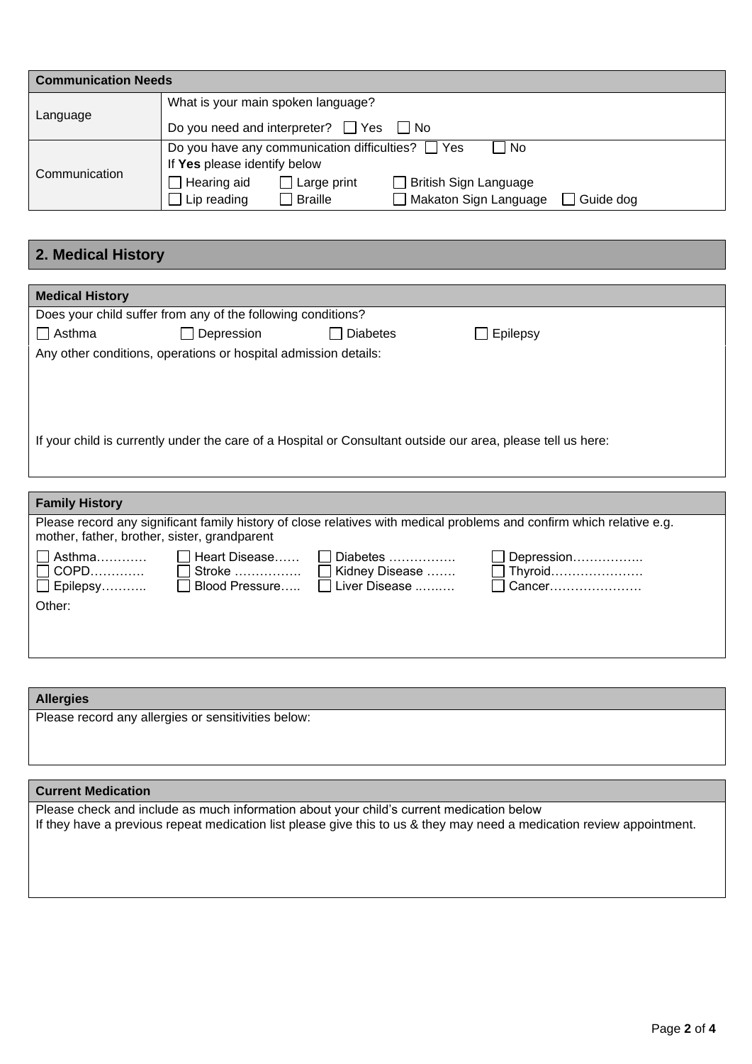| Communication Needs | |
|---|---|
| Language | What is your main spoken language?<br>Do you need and interpreter? ☐ Yes ☐ No |
| Communication | Do you have any communication difficulties? ☐ Yes ☐ No<br>If **Yes** please identify below<br>☐ Hearing aid ☐ Large print ☐ British Sign Language<br>☐ Lip reading ☐ Braille ☐ Makaton Sign Language ☐ Guide dog |

## 2. Medical History

### Medical History

Does your child suffer from any of the following conditions?

☐ Asthma ☐ Depression ☐ Diabetes ☐ Epilepsy

Any other conditions, operations or hospital admission details:

If your child is currently under the care of a Hospital or Consultant outside our area, please tell us here:

### Family History

Please record any significant family history of close relatives with medical problems and confirm which relative e.g. mother, father, brother, sister, grandparent

| | | | |
|---|---|---|---|
| ☐ Asthma………… | ☐ Heart Disease…… | ☐ Diabetes ……………. | ☐ Depression…………….. |
| ☐ COPD…………. | ☐ Stroke ……………. | ☐ Kidney Disease ……. | ☐ Thyroid…………………. |
| ☐ Epilepsy……….. | ☐ Blood Pressure….. | ☐ Liver Disease ..…..… | ☐ Cancer…………………. |

Other:

### Allergies

Please record any allergies or sensitivities below:

### Current Medication

Please check and include as much information about your child's current medication below

If they have a previous repeat medication list please give this to us & they may need a medication review appointment.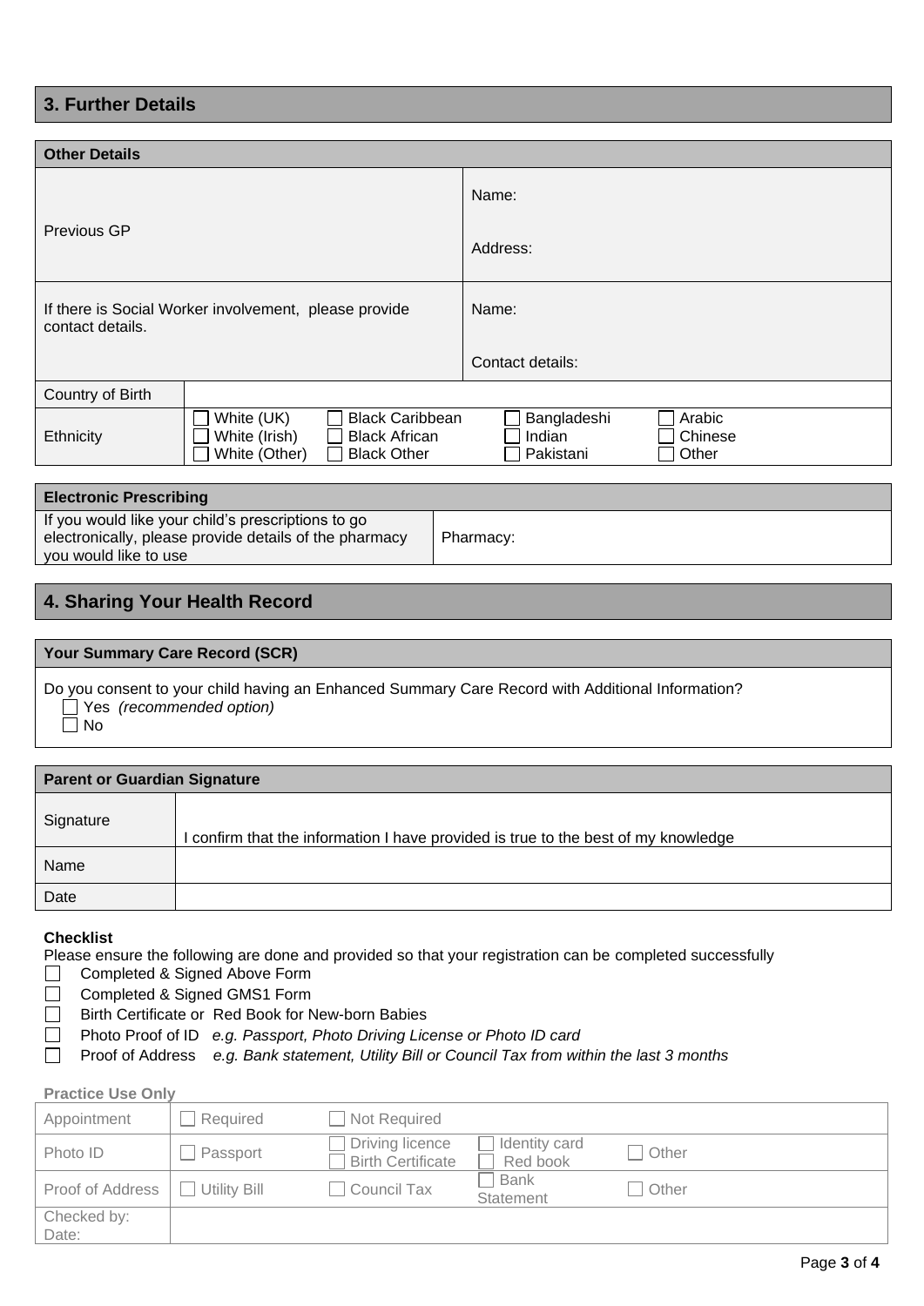## 3. Further Details

| Other Details | | |
|---|---|---|
| Previous GP | | Name:<br><br>Address: |
| If there is Social Worker involvement, please provide contact details. | | Name:<br><br>Contact details: |
| Country of Birth | | |
| Ethnicity | ☐ White (UK) ☐ White (Irish) ☐ White (Other) ☐ Black Caribbean ☐ Black African ☐ Black Other | ☐ Bangladeshi ☐ Indian ☐ Pakistani ☐ Arabic ☐ Chinese ☐ Other |

| Electronic Prescribing | |
|---|---|
| If you would like your child's prescriptions to go electronically, please provide details of the pharmacy you would like to use | Pharmacy: |

## 4. Sharing Your Health Record

**Your Summary Care Record (SCR)**

Do you consent to your child having an Enhanced Summary Care Record with Additional Information?

- ☐ Yes *(recommended option)*
- ☐ No

| Parent or Guardian Signature | |
|---|---|
| Signature | I confirm that the information I have provided is true to the best of my knowledge |
| Name | |
| Date | |

**Checklist**

Please ensure the following are done and provided so that your registration can be completed successfully

- ☐ Completed & Signed Above Form
- ☐ Completed & Signed GMS1 Form
- ☐ Birth Certificate or Red Book for New-born Babies
- ☐ Photo Proof of ID *e.g. Passport, Photo Driving License or Photo ID card*
- ☐ Proof of Address *e.g. Bank statement, Utility Bill or Council Tax from within the last 3 months*

**Practice Use Only**

| | | | | |
|---|---|---|---|---|
| Appointment | ☐ Required | ☐ Not Required | | |
| Photo ID | ☐ Passport | ☐ Driving licence ☐ Birth Certificate | ☐ Identity card ☐ Red book | ☐ Other |
| Proof of Address | ☐ Utility Bill | ☐ Council Tax | ☐ Bank Statement | ☐ Other |
| Checked by:<br>Date: | | | | |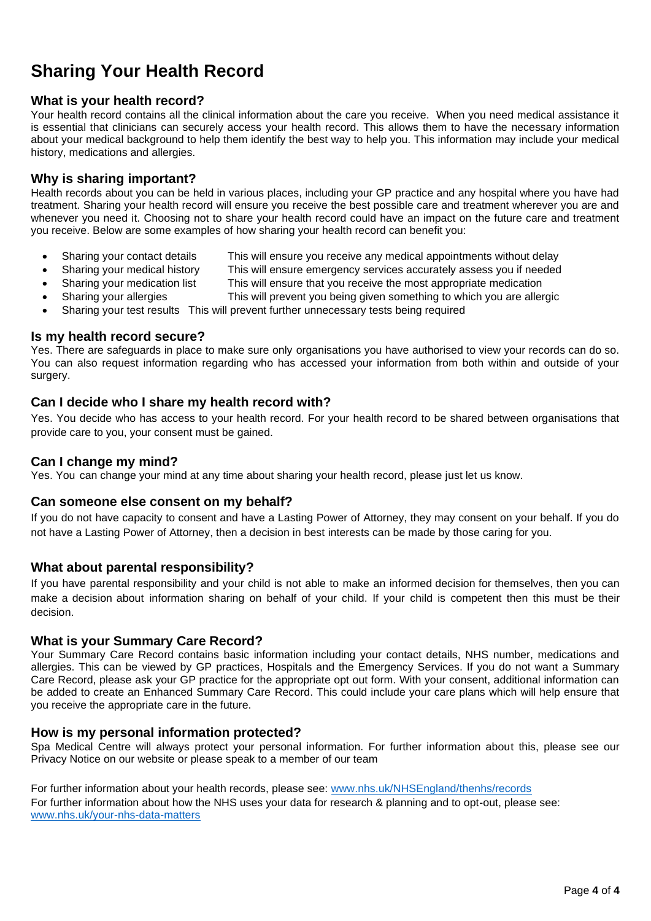# Sharing Your Health Record

## What is your health record?

Your health record contains all the clinical information about the care you receive. When you need medical assistance it is essential that clinicians can securely access your health record. This allows them to have the necessary information about your medical background to help them identify the best way to help you. This information may include your medical history, medications and allergies.

## Why is sharing important?

Health records about you can be held in various places, including your GP practice and any hospital where you have had treatment. Sharing your health record will ensure you receive the best possible care and treatment wherever you are and whenever you need it. Choosing not to share your health record could have an impact on the future care and treatment you receive. Below are some examples of how sharing your health record can benefit you:

- Sharing your contact details — This will ensure you receive any medical appointments without delay
- Sharing your medical history — This will ensure emergency services accurately assess you if needed
- Sharing your medication list — This will ensure that you receive the most appropriate medication
- Sharing your allergies — This will prevent you being given something to which you are allergic
- Sharing your test results — This will prevent further unnecessary tests being required

## Is my health record secure?

Yes. There are safeguards in place to make sure only organisations you have authorised to view your records can do so. You can also request information regarding who has accessed your information from both within and outside of your surgery.

## Can I decide who I share my health record with?

Yes. You decide who has access to your health record. For your health record to be shared between organisations that provide care to you, your consent must be gained.

## Can I change my mind?

Yes. You can change your mind at any time about sharing your health record, please just let us know.

## Can someone else consent on my behalf?

If you do not have capacity to consent and have a Lasting Power of Attorney, they may consent on your behalf. If you do not have a Lasting Power of Attorney, then a decision in best interests can be made by those caring for you.

## What about parental responsibility?

If you have parental responsibility and your child is not able to make an informed decision for themselves, then you can make a decision about information sharing on behalf of your child. If your child is competent then this must be their decision.

## What is your Summary Care Record?

Your Summary Care Record contains basic information including your contact details, NHS number, medications and allergies. This can be viewed by GP practices, Hospitals and the Emergency Services. If you do not want a Summary Care Record, please ask your GP practice for the appropriate opt out form. With your consent, additional information can be added to create an Enhanced Summary Care Record. This could include your care plans which will help ensure that you receive the appropriate care in the future.

## How is my personal information protected?

Spa Medical Centre will always protect your personal information. For further information about this, please see our Privacy Notice on our website or please speak to a member of our team

For further information about your health records, please see: [www.nhs.uk/NHSEngland/thenhs/records](www.nhs.uk/NHSEngland/thenhs/records)

For further information about how the NHS uses your data for research & planning and to opt-out, please see: [www.nhs.uk/your-nhs-data-matters](www.nhs.uk/your-nhs-data-matters)